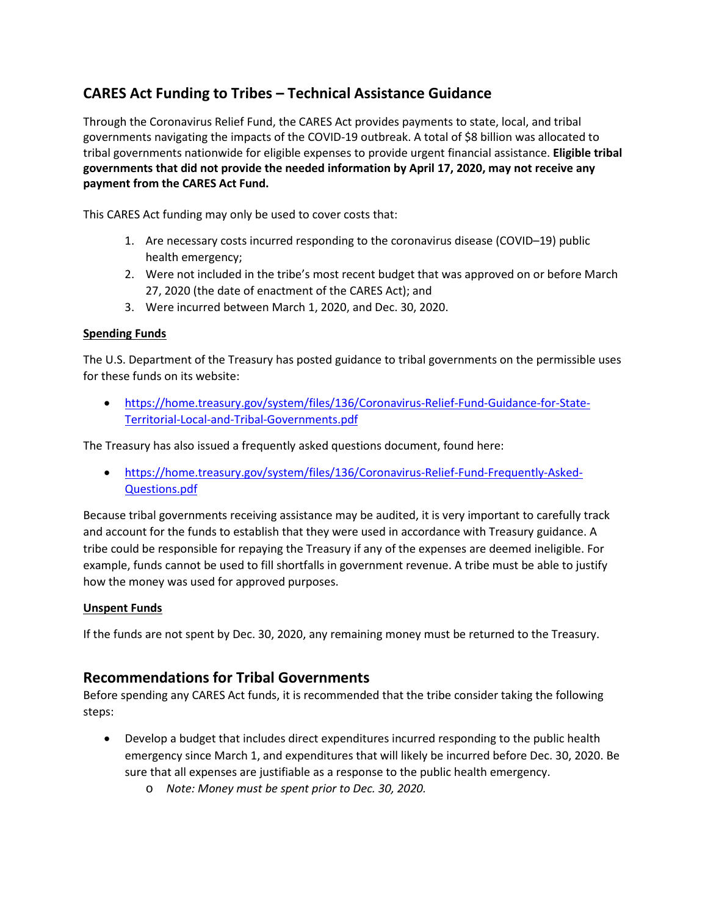## CARES Act Funding to Tribes – Technical Assistance Guidance

Through the Coronavirus Relief Fund, the CARES Act provides payments to state, local, and tribal governments navigating the impacts of the COVID-19 outbreak. A total of $8 billion was allocated to tribal governments nationwide for eligible expenses to provide urgent financial assistance. **Eligible tribal governments that did not provide the needed information by April 17, 2020, may not receive any payment from the CARES Act Fund.**

This CARES Act funding may only be used to cover costs that:

1. Are necessary costs incurred responding to the coronavirus disease (COVID–19) public health emergency;
2. Were not included in the tribe's most recent budget that was approved on or before March 27, 2020 (the date of enactment of the CARES Act); and
3. Were incurred between March 1, 2020, and Dec. 30, 2020.

**Spending Funds**

The U.S. Department of the Treasury has posted guidance to tribal governments on the permissible uses for these funds on its website:

- https://home.treasury.gov/system/files/136/Coronavirus-Relief-Fund-Guidance-for-State-Territorial-Local-and-Tribal-Governments.pdf

The Treasury has also issued a frequently asked questions document, found here:

- https://home.treasury.gov/system/files/136/Coronavirus-Relief-Fund-Frequently-Asked-Questions.pdf

Because tribal governments receiving assistance may be audited, it is very important to carefully track and account for the funds to establish that they were used in accordance with Treasury guidance. A tribe could be responsible for repaying the Treasury if any of the expenses are deemed ineligible. For example, funds cannot be used to fill shortfalls in government revenue. A tribe must be able to justify how the money was used for approved purposes.

**Unspent Funds**

If the funds are not spent by Dec. 30, 2020, any remaining money must be returned to the Treasury.

## Recommendations for Tribal Governments

Before spending any CARES Act funds, it is recommended that the tribe consider taking the following steps:

- Develop a budget that includes direct expenditures incurred responding to the public health emergency since March 1, and expenditures that will likely be incurred before Dec. 30, 2020. Be sure that all expenses are justifiable as a response to the public health emergency.
  - *Note: Money must be spent prior to Dec. 30, 2020.*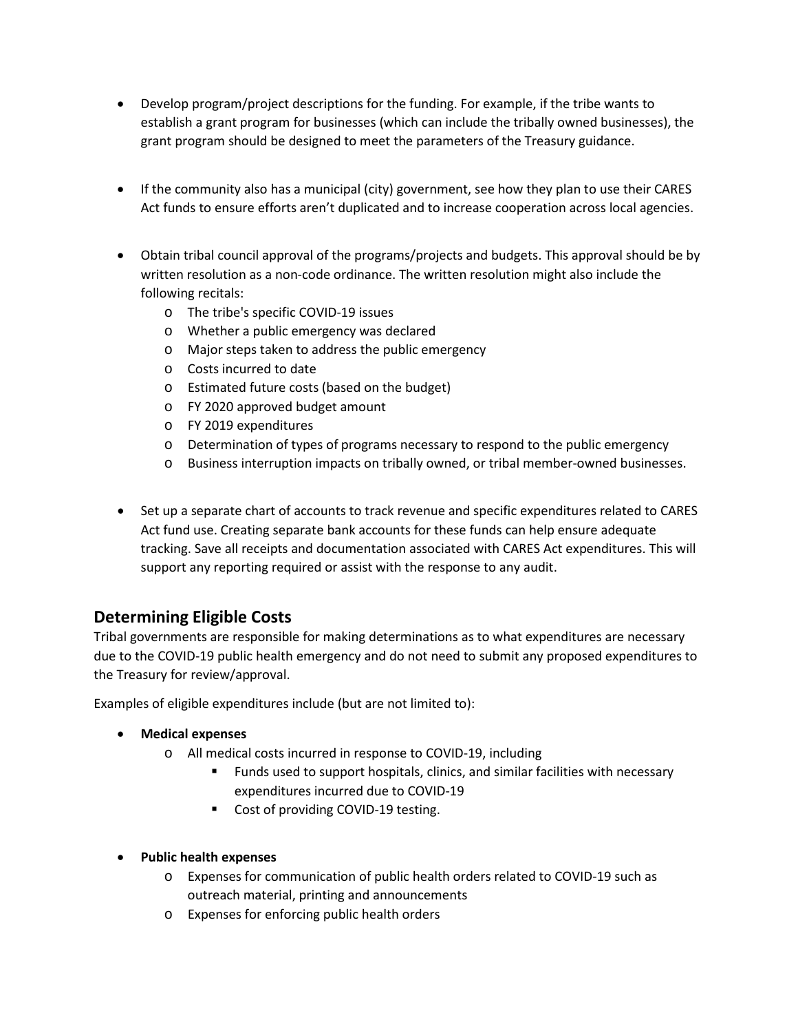- Develop program/project descriptions for the funding. For example, if the tribe wants to establish a grant program for businesses (which can include the tribally owned businesses), the grant program should be designed to meet the parameters of the Treasury guidance.

- If the community also has a municipal (city) government, see how they plan to use their CARES Act funds to ensure efforts aren't duplicated and to increase cooperation across local agencies.

- Obtain tribal council approval of the programs/projects and budgets. This approval should be by written resolution as a non-code ordinance. The written resolution might also include the following recitals:
  - The tribe's specific COVID-19 issues
  - Whether a public emergency was declared
  - Major steps taken to address the public emergency
  - Costs incurred to date
  - Estimated future costs (based on the budget)
  - FY 2020 approved budget amount
  - FY 2019 expenditures
  - Determination of types of programs necessary to respond to the public emergency
  - Business interruption impacts on tribally owned, or tribal member-owned businesses.

- Set up a separate chart of accounts to track revenue and specific expenditures related to CARES Act fund use. Creating separate bank accounts for these funds can help ensure adequate tracking. Save all receipts and documentation associated with CARES Act expenditures. This will support any reporting required or assist with the response to any audit.

## Determining Eligible Costs

Tribal governments are responsible for making determinations as to what expenditures are necessary due to the COVID-19 public health emergency and do not need to submit any proposed expenditures to the Treasury for review/approval.

Examples of eligible expenditures include (but are not limited to):

- **Medical expenses**
  - All medical costs incurred in response to COVID-19, including
    - Funds used to support hospitals, clinics, and similar facilities with necessary expenditures incurred due to COVID-19
    - Cost of providing COVID-19 testing.

- **Public health expenses**
  - Expenses for communication of public health orders related to COVID-19 such as outreach material, printing and announcements
  - Expenses for enforcing public health orders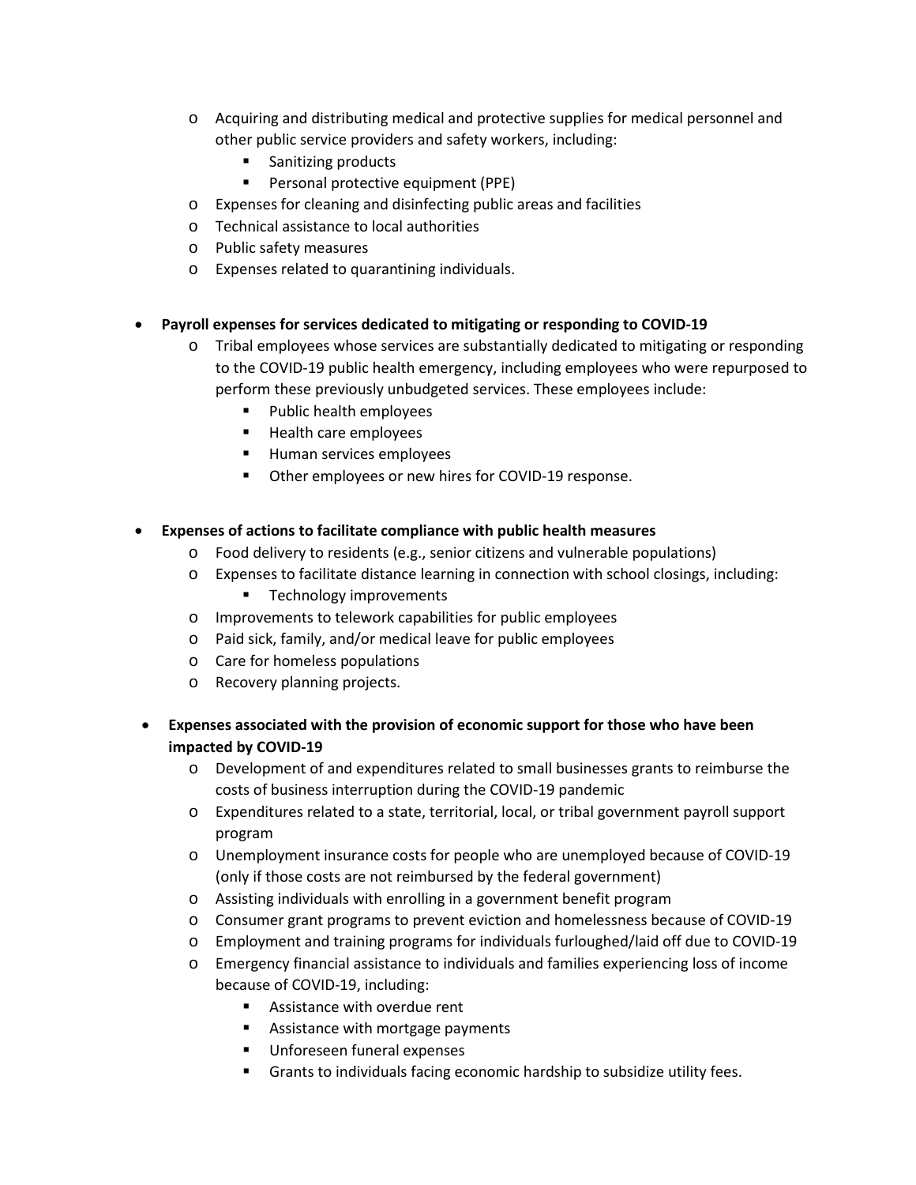- Acquiring and distributing medical and protective supplies for medical personnel and other public service providers and safety workers, including:
    - Sanitizing products
    - Personal protective equipment (PPE)
  - Expenses for cleaning and disinfecting public areas and facilities
  - Technical assistance to local authorities
  - Public safety measures
  - Expenses related to quarantining individuals.

- **Payroll expenses for services dedicated to mitigating or responding to COVID-19**
  - Tribal employees whose services are substantially dedicated to mitigating or responding to the COVID-19 public health emergency, including employees who were repurposed to perform these previously unbudgeted services. These employees include:
    - Public health employees
    - Health care employees
    - Human services employees
    - Other employees or new hires for COVID-19 response.

- **Expenses of actions to facilitate compliance with public health measures**
  - Food delivery to residents (e.g., senior citizens and vulnerable populations)
  - Expenses to facilitate distance learning in connection with school closings, including:
    - Technology improvements
  - Improvements to telework capabilities for public employees
  - Paid sick, family, and/or medical leave for public employees
  - Care for homeless populations
  - Recovery planning projects.

- **Expenses associated with the provision of economic support for those who have been impacted by COVID-19**
  - Development of and expenditures related to small businesses grants to reimburse the costs of business interruption during the COVID-19 pandemic
  - Expenditures related to a state, territorial, local, or tribal government payroll support program
  - Unemployment insurance costs for people who are unemployed because of COVID-19 (only if those costs are not reimbursed by the federal government)
  - Assisting individuals with enrolling in a government benefit program
  - Consumer grant programs to prevent eviction and homelessness because of COVID-19
  - Employment and training programs for individuals furloughed/laid off due to COVID-19
  - Emergency financial assistance to individuals and families experiencing loss of income because of COVID-19, including:
    - Assistance with overdue rent
    - Assistance with mortgage payments
    - Unforeseen funeral expenses
    - Grants to individuals facing economic hardship to subsidize utility fees.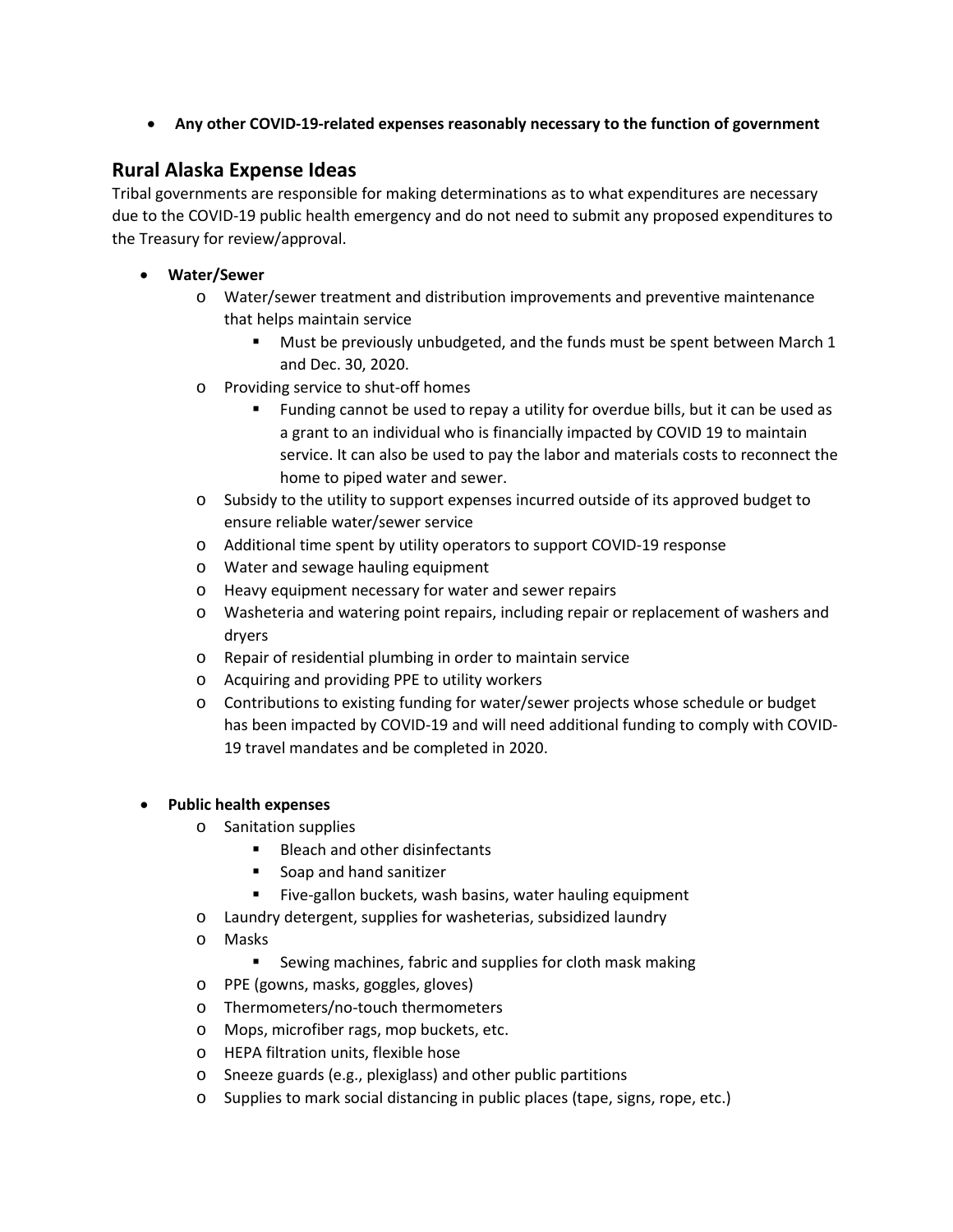- **Any other COVID-19-related expenses reasonably necessary to the function of government**

## Rural Alaska Expense Ideas

Tribal governments are responsible for making determinations as to what expenditures are necessary due to the COVID-19 public health emergency and do not need to submit any proposed expenditures to the Treasury for review/approval.

- **Water/Sewer**
  - Water/sewer treatment and distribution improvements and preventive maintenance that helps maintain service
    - Must be previously unbudgeted, and the funds must be spent between March 1 and Dec. 30, 2020.
  - Providing service to shut-off homes
    - Funding cannot be used to repay a utility for overdue bills, but it can be used as a grant to an individual who is financially impacted by COVID 19 to maintain service. It can also be used to pay the labor and materials costs to reconnect the home to piped water and sewer.
  - Subsidy to the utility to support expenses incurred outside of its approved budget to ensure reliable water/sewer service
  - Additional time spent by utility operators to support COVID-19 response
  - Water and sewage hauling equipment
  - Heavy equipment necessary for water and sewer repairs
  - Washeteria and watering point repairs, including repair or replacement of washers and dryers
  - Repair of residential plumbing in order to maintain service
  - Acquiring and providing PPE to utility workers
  - Contributions to existing funding for water/sewer projects whose schedule or budget has been impacted by COVID-19 and will need additional funding to comply with COVID-19 travel mandates and be completed in 2020.

- **Public health expenses**
  - Sanitation supplies
    - Bleach and other disinfectants
    - Soap and hand sanitizer
    - Five-gallon buckets, wash basins, water hauling equipment
  - Laundry detergent, supplies for washeterias, subsidized laundry
  - Masks
    - Sewing machines, fabric and supplies for cloth mask making
  - PPE (gowns, masks, goggles, gloves)
  - Thermometers/no-touch thermometers
  - Mops, microfiber rags, mop buckets, etc.
  - HEPA filtration units, flexible hose
  - Sneeze guards (e.g., plexiglass) and other public partitions
  - Supplies to mark social distancing in public places (tape, signs, rope, etc.)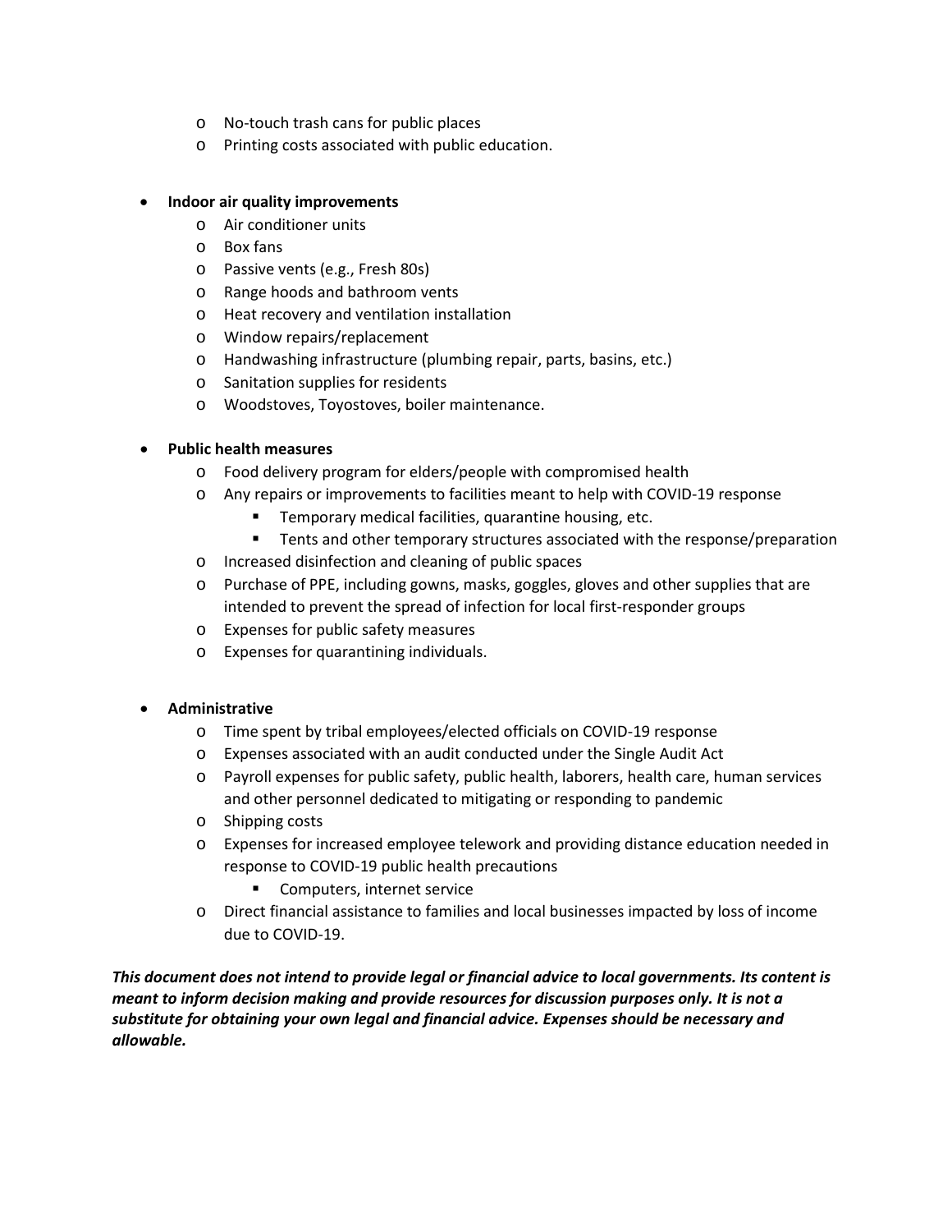- No-touch trash cans for public places
  - Printing costs associated with public education.

- **Indoor air quality improvements**
  - Air conditioner units
  - Box fans
  - Passive vents (e.g., Fresh 80s)
  - Range hoods and bathroom vents
  - Heat recovery and ventilation installation
  - Window repairs/replacement
  - Handwashing infrastructure (plumbing repair, parts, basins, etc.)
  - Sanitation supplies for residents
  - Woodstoves, Toyostoves, boiler maintenance.

- **Public health measures**
  - Food delivery program for elders/people with compromised health
  - Any repairs or improvements to facilities meant to help with COVID-19 response
    - Temporary medical facilities, quarantine housing, etc.
    - Tents and other temporary structures associated with the response/preparation
  - Increased disinfection and cleaning of public spaces
  - Purchase of PPE, including gowns, masks, goggles, gloves and other supplies that are intended to prevent the spread of infection for local first-responder groups
  - Expenses for public safety measures
  - Expenses for quarantining individuals.

- **Administrative**
  - Time spent by tribal employees/elected officials on COVID-19 response
  - Expenses associated with an audit conducted under the Single Audit Act
  - Payroll expenses for public safety, public health, laborers, health care, human services and other personnel dedicated to mitigating or responding to pandemic
  - Shipping costs
  - Expenses for increased employee telework and providing distance education needed in response to COVID-19 public health precautions
    - Computers, internet service
  - Direct financial assistance to families and local businesses impacted by loss of income due to COVID-19.

***This document does not intend to provide legal or financial advice to local governments. Its content is meant to inform decision making and provide resources for discussion purposes only. It is not a substitute for obtaining your own legal and financial advice. Expenses should be necessary and allowable.***